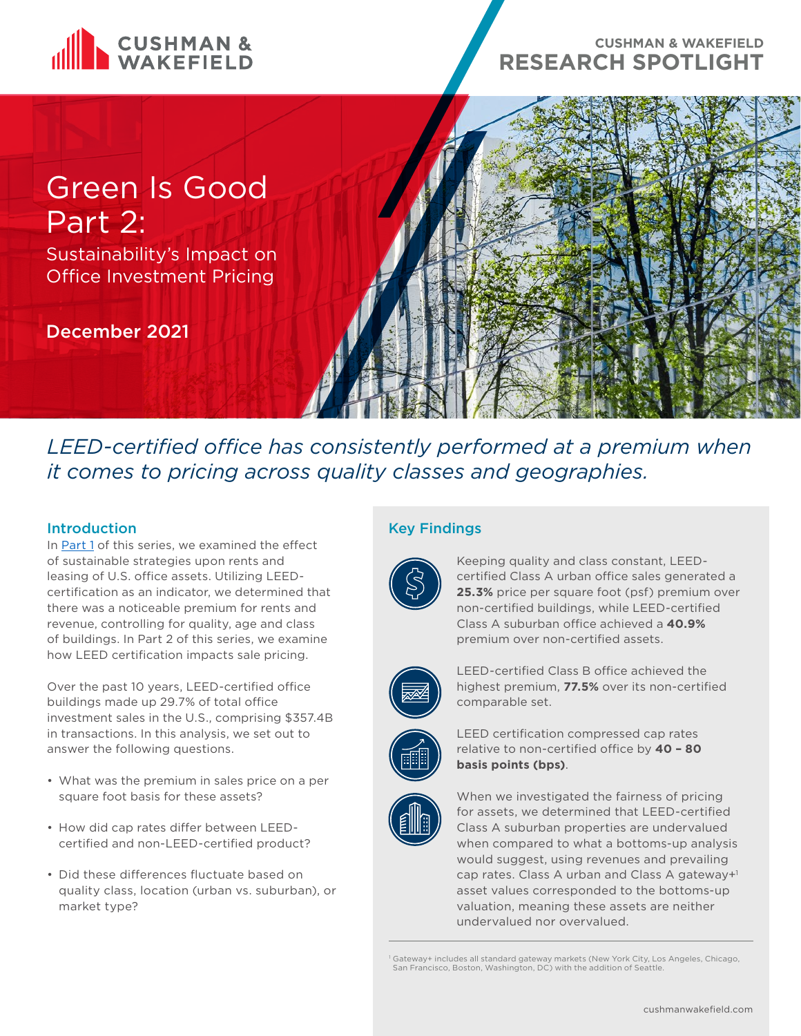CUSHMAN & WAKEFIELD

CUSHMAN & WAKEFIELD
RESEARCH SPOTLIGHT

# Green Is Good Part 2:

## Sustainability's Impact on Office Investment Pricing

**December 2021**

*LEED-certified office has consistently performed at a premium when it comes to pricing across quality classes and geographies.*

### Introduction

In Part 1 of this series, we examined the effect of sustainable strategies upon rents and leasing of U.S. office assets. Utilizing LEED-certification as an indicator, we determined that there was a noticeable premium for rents and revenue, controlling for quality, age and class of buildings. In Part 2 of this series, we examine how LEED certification impacts sale pricing.

Over the past 10 years, LEED-certified office buildings made up 29.7% of total office investment sales in the U.S., comprising $357.4B in transactions. In this analysis, we set out to answer the following questions.

- What was the premium in sales price on a per square foot basis for these assets?
- How did cap rates differ between LEED-certified and non-LEED-certified product?
- Did these differences fluctuate based on quality class, location (urban vs. suburban), or market type?

### Key Findings

Keeping quality and class constant, LEED-certified Class A urban office sales generated a **25.3%** price per square foot (psf) premium over non-certified buildings, while LEED-certified Class A suburban office achieved a **40.9%** premium over non-certified assets.

LEED-certified Class B office achieved the highest premium, **77.5%** over its non-certified comparable set.

LEED certification compressed cap rates relative to non-certified office by **40 – 80 basis points (bps)**.

When we investigated the fairness of pricing for assets, we determined that LEED-certified Class A suburban properties are undervalued when compared to what a bottoms-up analysis would suggest, using revenues and prevailing cap rates. Class A urban and Class A gateway+[1] asset values corresponded to the bottoms-up valuation, meaning these assets are neither undervalued nor overvalued.

[1] Gateway+ includes all standard gateway markets (New York City, Los Angeles, Chicago, San Francisco, Boston, Washington, DC) with the addition of Seattle.

cushmanwakefield.com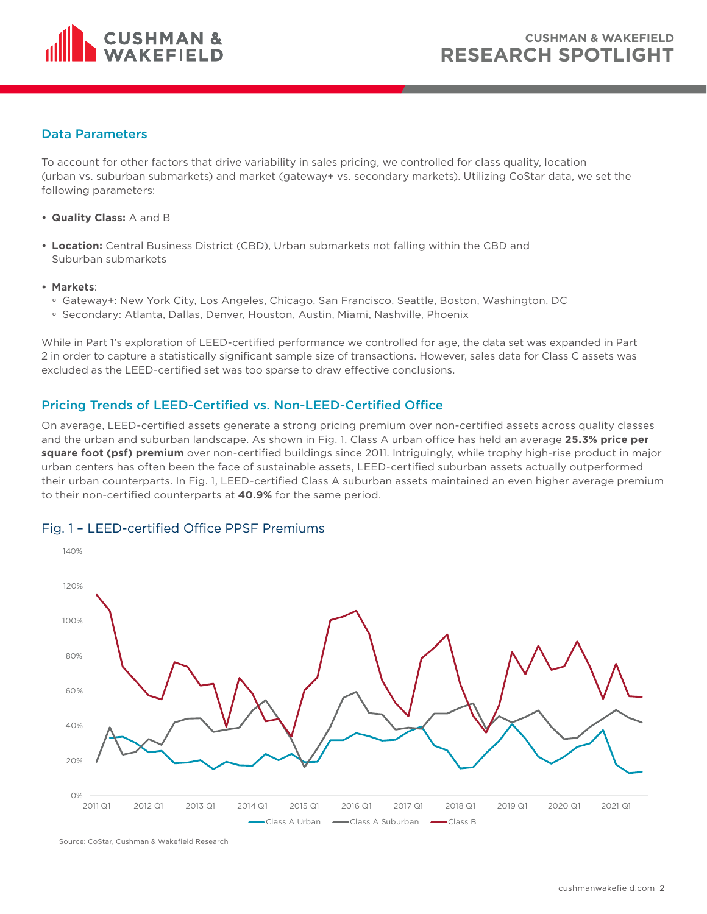## Data Parameters

To account for other factors that drive variability in sales pricing, we controlled for class quality, location (urban vs. suburban submarkets) and market (gateway+ vs. secondary markets). Utilizing CoStar data, we set the following parameters:

- **Quality Class:** A and B
- **Location:** Central Business District (CBD), Urban submarkets not falling within the CBD and Suburban submarkets
- **Markets**:
  - Gateway+: New York City, Los Angeles, Chicago, San Francisco, Seattle, Boston, Washington, DC
  - Secondary: Atlanta, Dallas, Denver, Houston, Austin, Miami, Nashville, Phoenix

While in Part 1's exploration of LEED-certified performance we controlled for age, the data set was expanded in Part 2 in order to capture a statistically significant sample size of transactions. However, sales data for Class C assets was excluded as the LEED-certified set was too sparse to draw effective conclusions.

## Pricing Trends of LEED-Certified vs. Non-LEED-Certified Office

On average, LEED-certified assets generate a strong pricing premium over non-certified assets across quality classes and the urban and suburban landscape. As shown in Fig. 1, Class A urban office has held an average **25.3% price per square foot (psf) premium** over non-certified buildings since 2011. Intriguingly, while trophy high-rise product in major urban centers has often been the face of sustainable assets, LEED-certified suburban assets actually outperformed their urban counterparts. In Fig. 1, LEED-certified Class A suburban assets maintained an even higher average premium to their non-certified counterparts at **40.9%** for the same period.

### Fig. 1 – LEED-certified Office PPSF Premiums

Source: CoStar, Cushman & Wakefield Research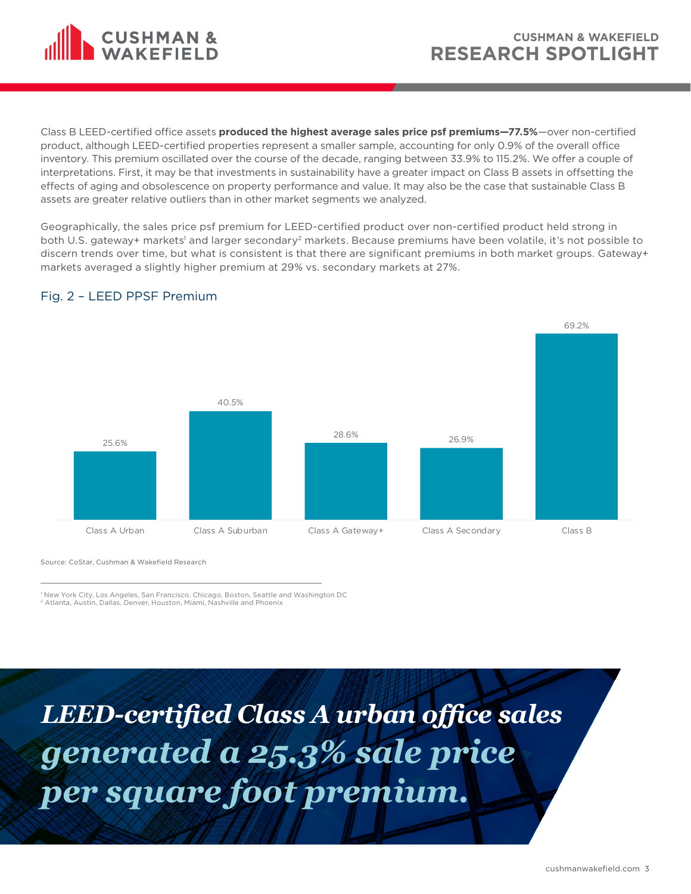Class B LEED-certified office assets **produced the highest average sales price psf premiums—77.5%**—over non-certified product, although LEED-certified properties represent a smaller sample, accounting for only 0.9% of the overall office inventory. This premium oscillated over the course of the decade, ranging between 33.9% to 115.2%. We offer a couple of interpretations. First, it may be that investments in sustainability have a greater impact on Class B assets in offsetting the effects of aging and obsolescence on property performance and value. It may also be the case that sustainable Class B assets are greater relative outliers than in other market segments we analyzed.

Geographically, the sales price psf premium for LEED-certified product over non-certified product held strong in both U.S. gateway+ markets[1] and larger secondary[2] markets. Because premiums have been volatile, it's not possible to discern trends over time, but what is consistent is that there are significant premiums in both market groups. Gateway+ markets averaged a slightly higher premium at 29% vs. secondary markets at 27%.

## Fig. 2 – LEED PPSF Premium

| Segment | Premium |
|---|---|
| Class A Urban | 25.6% |
| Class A Suburban | 40.5% |
| Class A Gateway+ | 28.6% |
| Class A Secondary | 26.9% |
| Class B | 69.2% |

Source: CoStar, Cushman & Wakefield Research

[1] New York City, Los Angeles, San Francisco, Chicago, Boston, Seattle and Washington DC
[2] Atlanta, Austin, Dallas, Denver, Houston, Miami, Nashville and Phoenix

***LEED-certified Class A urban office sales generated a 25.3% sale price per square foot premium.***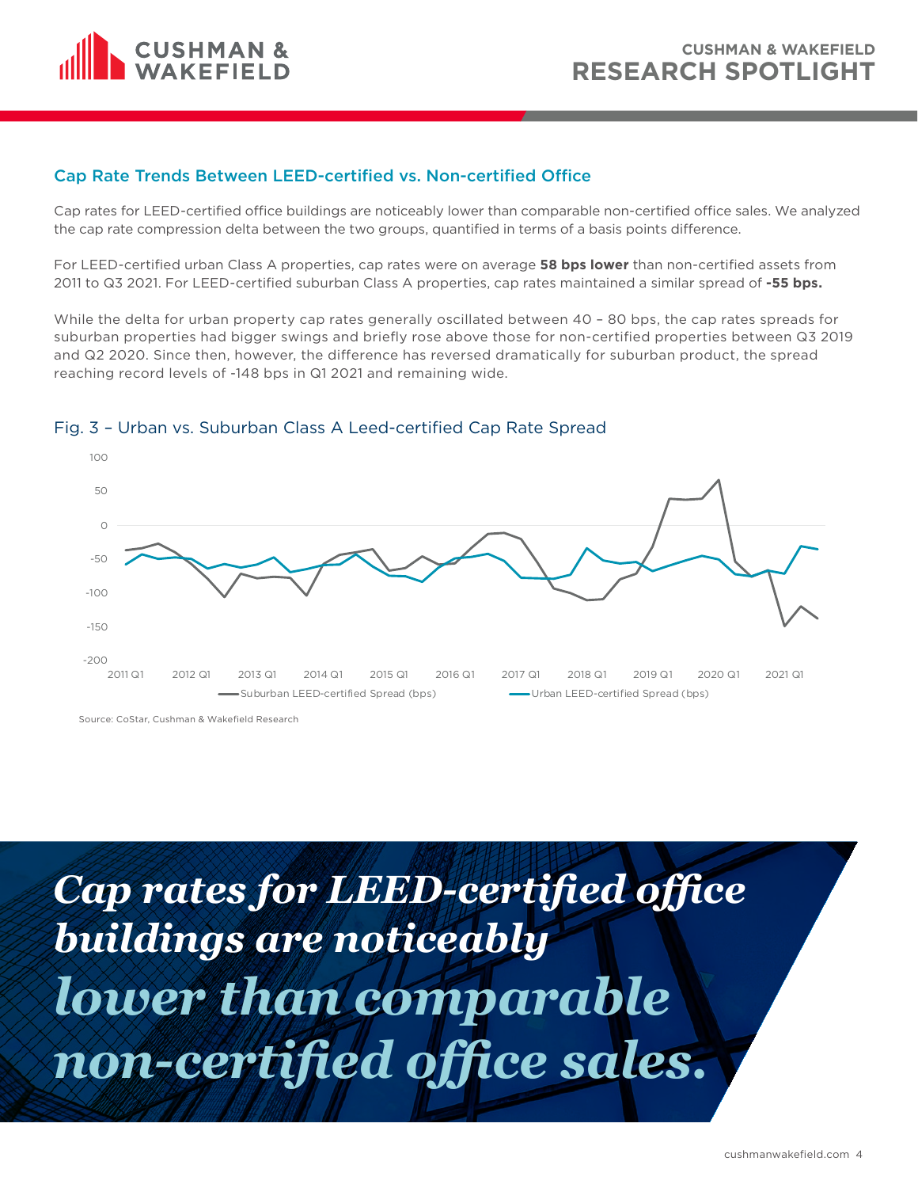## Cap Rate Trends Between LEED-certified vs. Non-certified Office

Cap rates for LEED-certified office buildings are noticeably lower than comparable non-certified office sales. We analyzed the cap rate compression delta between the two groups, quantified in terms of a basis points difference.

For LEED-certified urban Class A properties, cap rates were on average **58 bps lower** than non-certified assets from 2011 to Q3 2021. For LEED-certified suburban Class A properties, cap rates maintained a similar spread of **-55 bps.**

While the delta for urban property cap rates generally oscillated between 40 – 80 bps, the cap rates spreads for suburban properties had bigger swings and briefly rose above those for non-certified properties between Q3 2019 and Q2 2020. Since then, however, the difference has reversed dramatically for suburban product, the spread reaching record levels of -148 bps in Q1 2021 and remaining wide.

### Fig. 3 – Urban vs. Suburban Class A Leed-certified Cap Rate Spread

Suburban LEED-certified Spread (bps) | Urban LEED-certified Spread (bps)

Source: CoStar, Cushman & Wakefield Research

*Cap rates for LEED-certified office buildings are noticeably lower than comparable non-certified office sales.*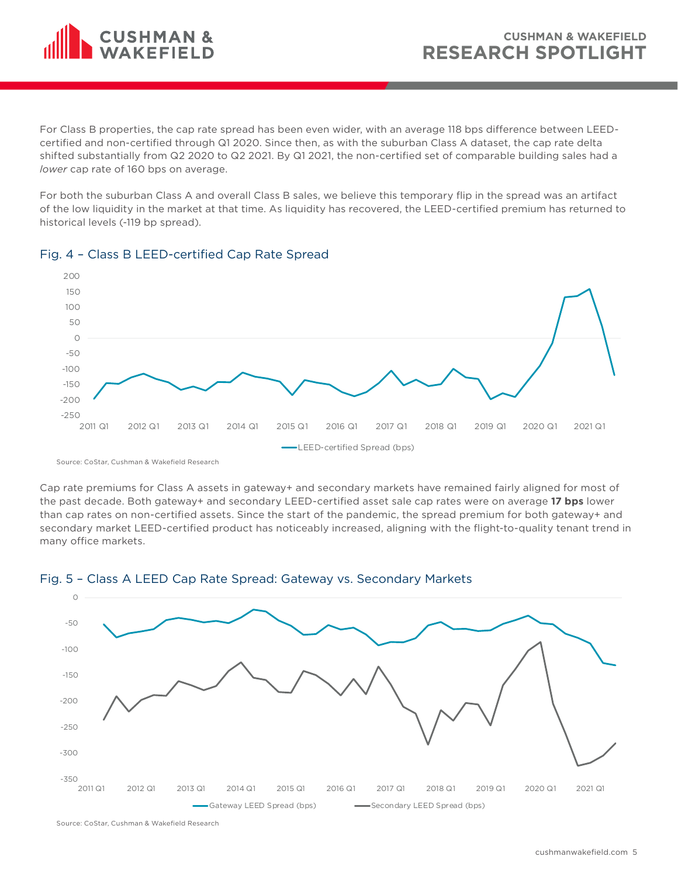For Class B properties, the cap rate spread has been even wider, with an average 118 bps difference between LEED-certified and non-certified through Q1 2020. Since then, as with the suburban Class A dataset, the cap rate delta shifted substantially from Q2 2020 to Q2 2021. By Q1 2021, the non-certified set of comparable building sales had a *lower* cap rate of 160 bps on average.

For both the suburban Class A and overall Class B sales, we believe this temporary flip in the spread was an artifact of the low liquidity in the market at that time. As liquidity has recovered, the LEED-certified premium has returned to historical levels (-119 bp spread).

## Fig. 4 – Class B LEED-certified Cap Rate Spread

Source: CoStar, Cushman & Wakefield Research

Cap rate premiums for Class A assets in gateway+ and secondary markets have remained fairly aligned for most of the past decade. Both gateway+ and secondary LEED-certified asset sale cap rates were on average **17 bps** lower than cap rates on non-certified assets. Since the start of the pandemic, the spread premium for both gateway+ and secondary market LEED-certified product has noticeably increased, aligning with the flight-to-quality tenant trend in many office markets.

## Fig. 5 – Class A LEED Cap Rate Spread: Gateway vs. Secondary Markets

Source: CoStar, Cushman & Wakefield Research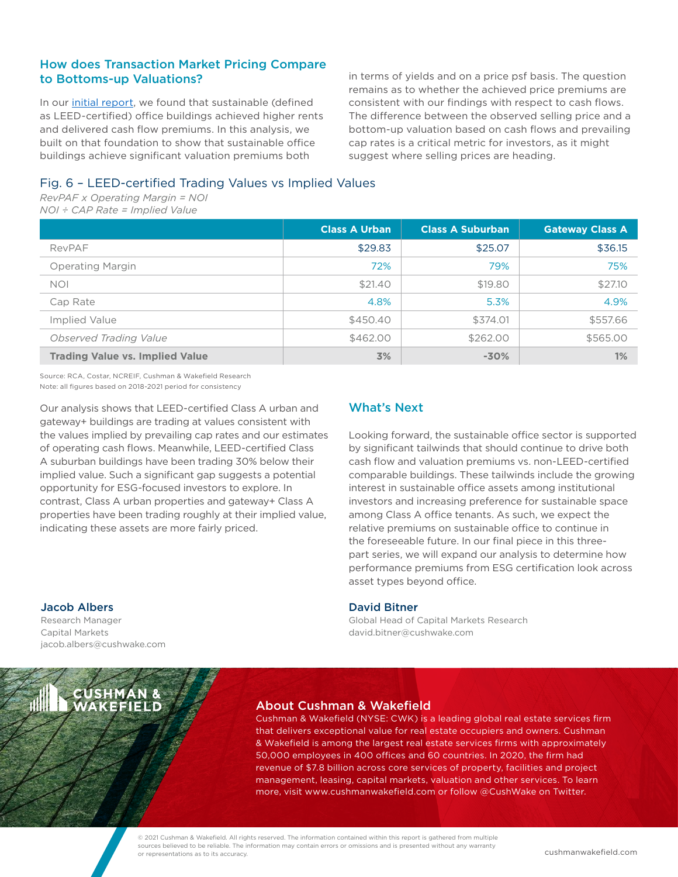## How does Transaction Market Pricing Compare to Bottoms-up Valuations?

In our initial report, we found that sustainable (defined as LEED-certified) office buildings achieved higher rents and delivered cash flow premiums. In this analysis, we built on that foundation to show that sustainable office buildings achieve significant valuation premiums both in terms of yields and on a price psf basis. The question remains as to whether the achieved price premiums are consistent with our findings with respect to cash flows. The difference between the observed selling price and a bottom-up valuation based on cash flows and prevailing cap rates is a critical metric for investors, as it might suggest where selling prices are heading.

### Fig. 6 – LEED-certified Trading Values vs Implied Values

*RevPAF x Operating Margin = NOI*
*NOI ÷ CAP Rate = Implied Value*

| | Class A Urban | Class A Suburban | Gateway Class A |
|---|---|---|---|
| RevPAF | $29.83 | $25.07 | $36.15 |
| Operating Margin | 72% | 79% | 75% |
| NOI | $21.40 | $19.80 | $27.10 |
| Cap Rate | 4.8% | 5.3% | 4.9% |
| Implied Value | $450.40 | $374.01 | $557.66 |
| *Observed Trading Value* | $462.00 | $262.00 | $565.00 |
| **Trading Value vs. Implied Value** | **3%** | **-30%** | **1%** |

Source: RCA, Costar, NCREIF, Cushman & Wakefield Research
Note: all figures based on 2018-2021 period for consistency

Our analysis shows that LEED-certified Class A urban and gateway+ buildings are trading at values consistent with the values implied by prevailing cap rates and our estimates of operating cash flows. Meanwhile, LEED-certified Class A suburban buildings have been trading 30% below their implied value. Such a significant gap suggests a potential opportunity for ESG-focused investors to explore. In contrast, Class A urban properties and gateway+ Class A properties have been trading roughly at their implied value, indicating these assets are more fairly priced.

## What's Next

Looking forward, the sustainable office sector is supported by significant tailwinds that should continue to drive both cash flow and valuation premiums vs. non-LEED-certified comparable buildings. These tailwinds include the growing interest in sustainable office assets among institutional investors and increasing preference for sustainable space among Class A office tenants. As such, we expect the relative premiums on sustainable office to continue in the foreseeable future. In our final piece in this three-part series, we will expand our analysis to determine how performance premiums from ESG certification look across asset types beyond office.

**Jacob Albers**
Research Manager
Capital Markets
jacob.albers@cushwake.com

**David Bitner**
Global Head of Capital Markets Research
david.bitner@cushwake.com

CUSHMAN & WAKEFIELD

### About Cushman & Wakefield

Cushman & Wakefield (NYSE: CWK) is a leading global real estate services firm that delivers exceptional value for real estate occupiers and owners. Cushman & Wakefield is among the largest real estate services firms with approximately 50,000 employees in 400 offices and 60 countries. In 2020, the firm had revenue of $7.8 billion across core services of property, facilities and project management, leasing, capital markets, valuation and other services. To learn more, visit www.cushmanwakefield.com or follow @CushWake on Twitter.

© 2021 Cushman & Wakefield. All rights reserved. The information contained within this report is gathered from multiple sources believed to be reliable. The information may contain errors or omissions and is presented without any warranty or representations as to its accuracy.

cushmanwakefield.com